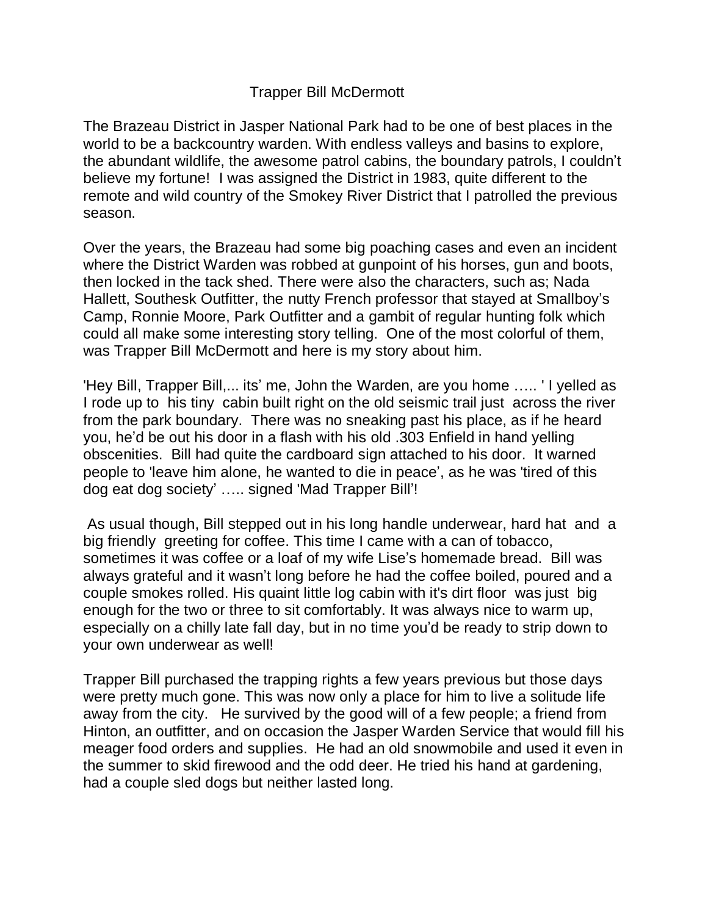# Trapper Bill McDermott

The Brazeau District in Jasper National Park had to be one of best places in the world to be a backcountry warden. With endless valleys and basins to explore, the abundant wildlife, the awesome patrol cabins, the boundary patrols, I couldn't believe my fortune! I was assigned the District in 1983, quite different to the remote and wild country of the Smokey River District that I patrolled the previous season.

Over the years, the Brazeau had some big poaching cases and even an incident where the District Warden was robbed at gunpoint of his horses, gun and boots, then locked in the tack shed. There were also the characters, such as; Nada Hallett, Southesk Outfitter, the nutty French professor that stayed at Smallboy's Camp, Ronnie Moore, Park Outfitter and a gambit of regular hunting folk which could all make some interesting story telling. One of the most colorful of them, was Trapper Bill McDermott and here is my story about him.

'Hey Bill, Trapper Bill,... its' me, John the Warden, are you home ….. ' I yelled as I rode up to his tiny cabin built right on the old seismic trail just across the river from the park boundary. There was no sneaking past his place, as if he heard you, he'd be out his door in a flash with his old .303 Enfield in hand yelling obscenities. Bill had quite the cardboard sign attached to his door. It warned people to 'leave him alone, he wanted to die in peace', as he was 'tired of this dog eat dog society' ….. signed 'Mad Trapper Bill'!

As usual though, Bill stepped out in his long handle underwear, hard hat and a big friendly greeting for coffee. This time I came with a can of tobacco, sometimes it was coffee or a loaf of my wife Lise's homemade bread. Bill was always grateful and it wasn't long before he had the coffee boiled, poured and a couple smokes rolled. His quaint little log cabin with it's dirt floor was just big enough for the two or three to sit comfortably. It was always nice to warm up, especially on a chilly late fall day, but in no time you'd be ready to strip down to your own underwear as well!

Trapper Bill purchased the trapping rights a few years previous but those days were pretty much gone. This was now only a place for him to live a solitude life away from the city. He survived by the good will of a few people; a friend from Hinton, an outfitter, and on occasion the Jasper Warden Service that would fill his meager food orders and supplies. He had an old snowmobile and used it even in the summer to skid firewood and the odd deer. He tried his hand at gardening, had a couple sled dogs but neither lasted long.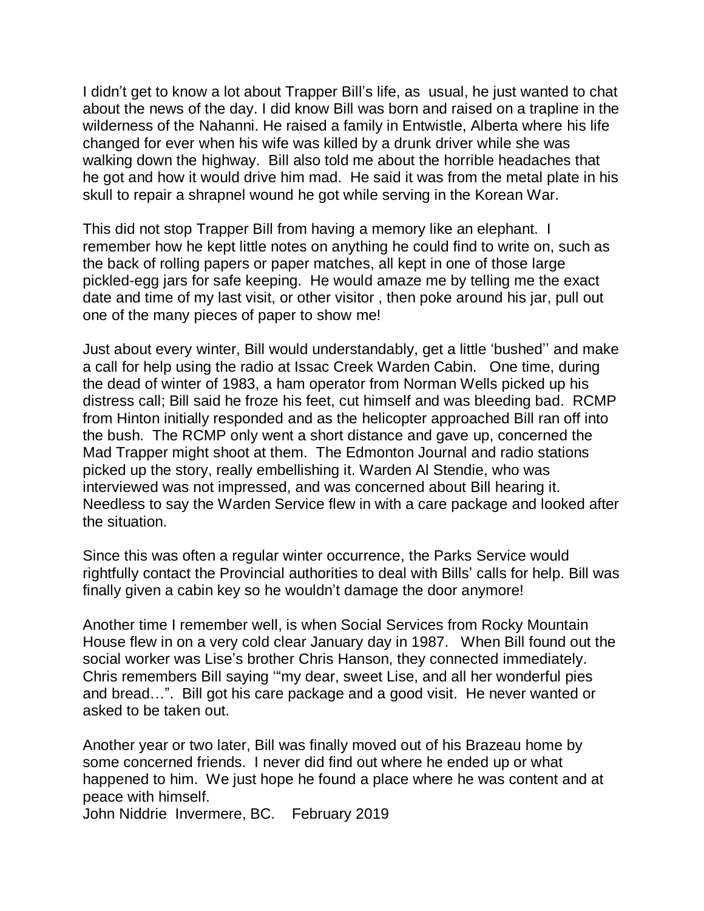I didn't get to know a lot about Trapper Bill's life, as usual, he just wanted to chat about the news of the day. I did know Bill was born and raised on a trapline in the wilderness of the Nahanni. He raised a family in Entwistle, Alberta where his life changed for ever when his wife was killed by a drunk driver while she was walking down the highway. Bill also told me about the horrible headaches that he got and how it would drive him mad. He said it was from the metal plate in his skull to repair a shrapnel wound he got while serving in the Korean War.

This did not stop Trapper Bill from having a memory like an elephant. I remember how he kept little notes on anything he could find to write on, such as the back of rolling papers or paper matches, all kept in one of those large pickled-egg jars for safe keeping. He would amaze me by telling me the exact date and time of my last visit, or other visitor , then poke around his jar, pull out one of the many pieces of paper to show me!

Just about every winter, Bill would understandably, get a little 'bushed'' and make a call for help using the radio at Issac Creek Warden Cabin. One time, during the dead of winter of 1983, a ham operator from Norman Wells picked up his distress call; Bill said he froze his feet, cut himself and was bleeding bad. RCMP from Hinton initially responded and as the helicopter approached Bill ran off into the bush. The RCMP only went a short distance and gave up, concerned the Mad Trapper might shoot at them. The Edmonton Journal and radio stations picked up the story, really embellishing it. Warden Al Stendie, who was interviewed was not impressed, and was concerned about Bill hearing it. Needless to say the Warden Service flew in with a care package and looked after the situation.

Since this was often a regular winter occurrence, the Parks Service would rightfully contact the Provincial authorities to deal with Bills' calls for help. Bill was finally given a cabin key so he wouldn't damage the door anymore!

Another time I remember well, is when Social Services from Rocky Mountain House flew in on a very cold clear January day in 1987. When Bill found out the social worker was Lise's brother Chris Hanson, they connected immediately. Chris remembers Bill saying '"my dear, sweet Lise, and all her wonderful pies and bread…". Bill got his care package and a good visit. He never wanted or asked to be taken out.

Another year or two later, Bill was finally moved out of his Brazeau home by some concerned friends. I never did find out where he ended up or what happened to him. We just hope he found a place where he was content and at peace with himself.

John Niddrie Invermere, BC. February 2019